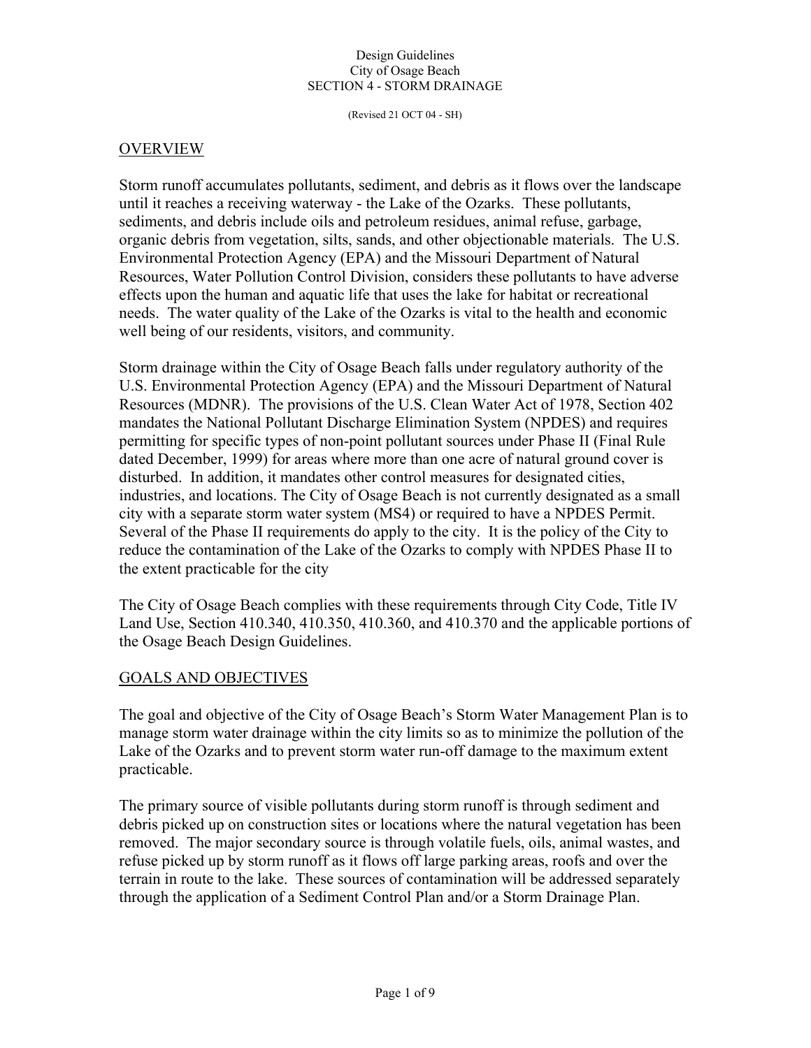Design Guidelines
City of Osage Beach
SECTION 4 - STORM DRAINAGE

(Revised 21 OCT 04 - SH)

## OVERVIEW

Storm runoff accumulates pollutants, sediment, and debris as it flows over the landscape until it reaches a receiving waterway - the Lake of the Ozarks. These pollutants, sediments, and debris include oils and petroleum residues, animal refuse, garbage, organic debris from vegetation, silts, sands, and other objectionable materials. The U.S. Environmental Protection Agency (EPA) and the Missouri Department of Natural Resources, Water Pollution Control Division, considers these pollutants to have adverse effects upon the human and aquatic life that uses the lake for habitat or recreational needs. The water quality of the Lake of the Ozarks is vital to the health and economic well being of our residents, visitors, and community.

Storm drainage within the City of Osage Beach falls under regulatory authority of the U.S. Environmental Protection Agency (EPA) and the Missouri Department of Natural Resources (MDNR). The provisions of the U.S. Clean Water Act of 1978, Section 402 mandates the National Pollutant Discharge Elimination System (NPDES) and requires permitting for specific types of non-point pollutant sources under Phase II (Final Rule dated December, 1999) for areas where more than one acre of natural ground cover is disturbed. In addition, it mandates other control measures for designated cities, industries, and locations. The City of Osage Beach is not currently designated as a small city with a separate storm water system (MS4) or required to have a NPDES Permit. Several of the Phase II requirements do apply to the city. It is the policy of the City to reduce the contamination of the Lake of the Ozarks to comply with NPDES Phase II to the extent practicable for the city

The City of Osage Beach complies with these requirements through City Code, Title IV Land Use, Section 410.340, 410.350, 410.360, and 410.370 and the applicable portions of the Osage Beach Design Guidelines.

## GOALS AND OBJECTIVES

The goal and objective of the City of Osage Beach's Storm Water Management Plan is to manage storm water drainage within the city limits so as to minimize the pollution of the Lake of the Ozarks and to prevent storm water run-off damage to the maximum extent practicable.

The primary source of visible pollutants during storm runoff is through sediment and debris picked up on construction sites or locations where the natural vegetation has been removed. The major secondary source is through volatile fuels, oils, animal wastes, and refuse picked up by storm runoff as it flows off large parking areas, roofs and over the terrain in route to the lake. These sources of contamination will be addressed separately through the application of a Sediment Control Plan and/or a Storm Drainage Plan.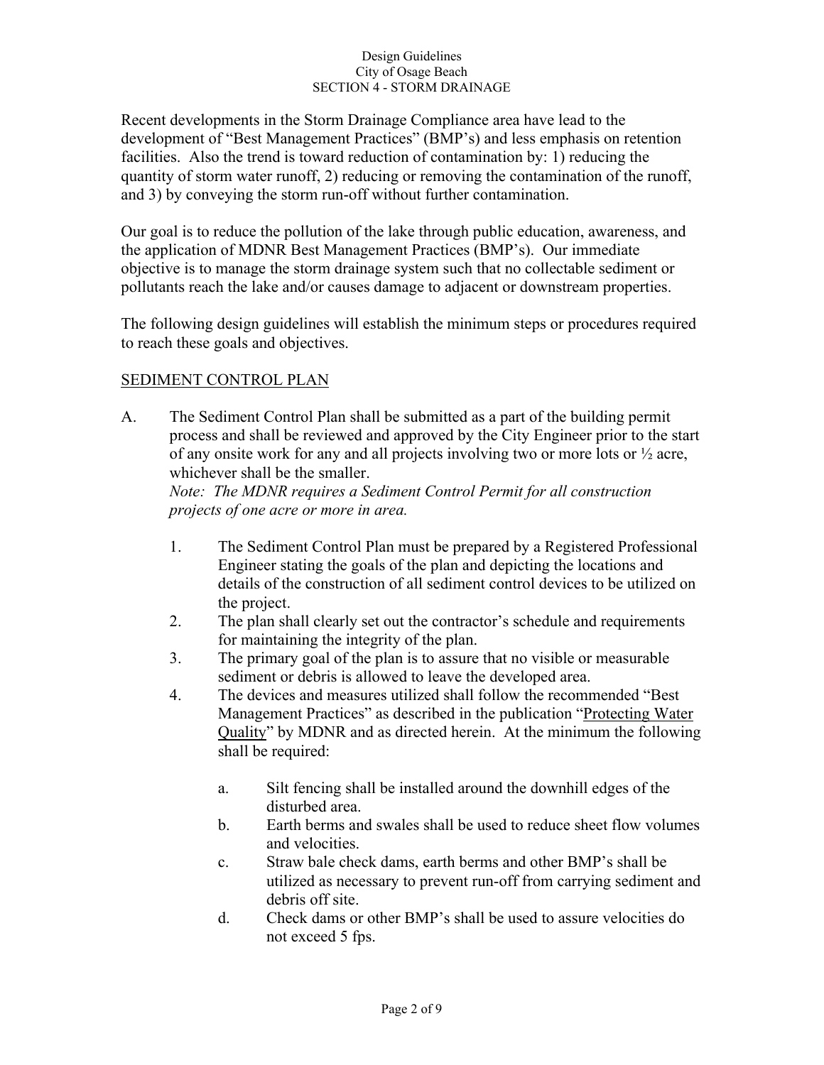Recent developments in the Storm Drainage Compliance area have lead to the development of "Best Management Practices" (BMP's) and less emphasis on retention facilities. Also the trend is toward reduction of contamination by: 1) reducing the quantity of storm water runoff, 2) reducing or removing the contamination of the runoff, and 3) by conveying the storm run-off without further contamination.

Our goal is to reduce the pollution of the lake through public education, awareness, and the application of MDNR Best Management Practices (BMP's). Our immediate objective is to manage the storm drainage system such that no collectable sediment or pollutants reach the lake and/or causes damage to adjacent or downstream properties.

The following design guidelines will establish the minimum steps or procedures required to reach these goals and objectives.

## SEDIMENT CONTROL PLAN

A. The Sediment Control Plan shall be submitted as a part of the building permit process and shall be reviewed and approved by the City Engineer prior to the start of any onsite work for any and all projects involving two or more lots or ½ acre, whichever shall be the smaller.
*Note: The MDNR requires a Sediment Control Permit for all construction projects of one acre or more in area.*

1. The Sediment Control Plan must be prepared by a Registered Professional Engineer stating the goals of the plan and depicting the locations and details of the construction of all sediment control devices to be utilized on the project.
2. The plan shall clearly set out the contractor's schedule and requirements for maintaining the integrity of the plan.
3. The primary goal of the plan is to assure that no visible or measurable sediment or debris is allowed to leave the developed area.
4. The devices and measures utilized shall follow the recommended "Best Management Practices" as described in the publication "Protecting Water Quality" by MDNR and as directed herein. At the minimum the following shall be required:

    a. Silt fencing shall be installed around the downhill edges of the disturbed area.
    b. Earth berms and swales shall be used to reduce sheet flow volumes and velocities.
    c. Straw bale check dams, earth berms and other BMP's shall be utilized as necessary to prevent run-off from carrying sediment and debris off site.
    d. Check dams or other BMP's shall be used to assure velocities do not exceed 5 fps.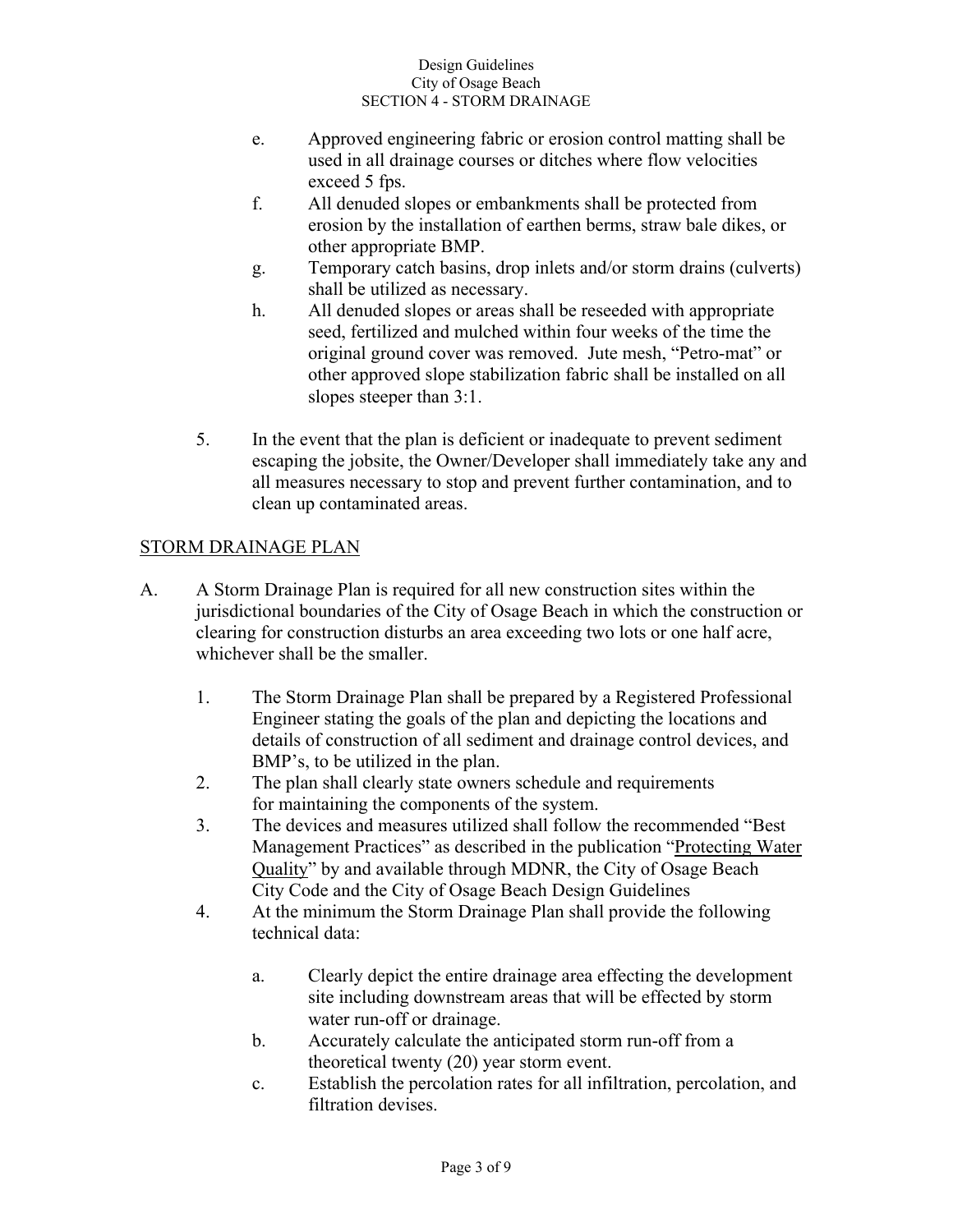e. Approved engineering fabric or erosion control matting shall be used in all drainage courses or ditches where flow velocities exceed 5 fps.

f. All denuded slopes or embankments shall be protected from erosion by the installation of earthen berms, straw bale dikes, or other appropriate BMP.

g. Temporary catch basins, drop inlets and/or storm drains (culverts) shall be utilized as necessary.

h. All denuded slopes or areas shall be reseeded with appropriate seed, fertilized and mulched within four weeks of the time the original ground cover was removed. Jute mesh, "Petro-mat" or other approved slope stabilization fabric shall be installed on all slopes steeper than 3:1.

5. In the event that the plan is deficient or inadequate to prevent sediment escaping the jobsite, the Owner/Developer shall immediately take any and all measures necessary to stop and prevent further contamination, and to clean up contaminated areas.

## STORM DRAINAGE PLAN

A. A Storm Drainage Plan is required for all new construction sites within the jurisdictional boundaries of the City of Osage Beach in which the construction or clearing for construction disturbs an area exceeding two lots or one half acre, whichever shall be the smaller.

1. The Storm Drainage Plan shall be prepared by a Registered Professional Engineer stating the goals of the plan and depicting the locations and details of construction of all sediment and drainage control devices, and BMP's, to be utilized in the plan.
2. The plan shall clearly state owners schedule and requirements for maintaining the components of the system.
3. The devices and measures utilized shall follow the recommended "Best Management Practices" as described in the publication "Protecting Water Quality" by and available through MDNR, the City of Osage Beach City Code and the City of Osage Beach Design Guidelines
4. At the minimum the Storm Drainage Plan shall provide the following technical data:

   a. Clearly depict the entire drainage area effecting the development site including downstream areas that will be effected by storm water run-off or drainage.

   b. Accurately calculate the anticipated storm run-off from a theoretical twenty (20) year storm event.

   c. Establish the percolation rates for all infiltration, percolation, and filtration devises.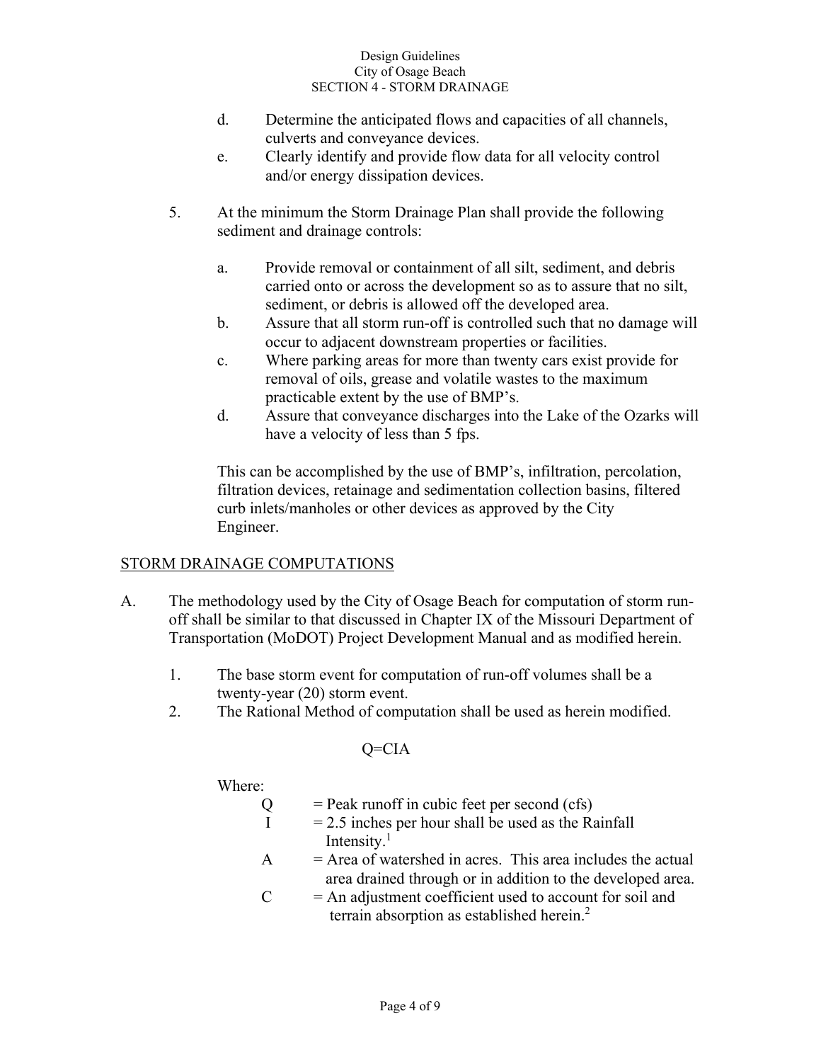d. Determine the anticipated flows and capacities of all channels, culverts and conveyance devices.
e. Clearly identify and provide flow data for all velocity control and/or energy dissipation devices.

5. At the minimum the Storm Drainage Plan shall provide the following sediment and drainage controls:

   a. Provide removal or containment of all silt, sediment, and debris carried onto or across the development so as to assure that no silt, sediment, or debris is allowed off the developed area.
   b. Assure that all storm run-off is controlled such that no damage will occur to adjacent downstream properties or facilities.
   c. Where parking areas for more than twenty cars exist provide for removal of oils, grease and volatile wastes to the maximum practicable extent by the use of BMP's.
   d. Assure that conveyance discharges into the Lake of the Ozarks will have a velocity of less than 5 fps.

   This can be accomplished by the use of BMP's, infiltration, percolation, filtration devices, retainage and sedimentation collection basins, filtered curb inlets/manholes or other devices as approved by the City Engineer.

## STORM DRAINAGE COMPUTATIONS

A. The methodology used by the City of Osage Beach for computation of storm run-off shall be similar to that discussed in Chapter IX of the Missouri Department of Transportation (MoDOT) Project Development Manual and as modified herein.

   1. The base storm event for computation of run-off volumes shall be a twenty-year (20) storm event.
   2. The Rational Method of computation shall be used as herein modified.

$$Q=CIA$$

Where:

- $Q$ = Peak runoff in cubic feet per second (cfs)
- $I$ = 2.5 inches per hour shall be used as the Rainfall Intensity.[1]
- $A$ = Area of watershed in acres. This area includes the actual area drained through or in addition to the developed area.
- $C$ = An adjustment coefficient used to account for soil and terrain absorption as established herein.[2]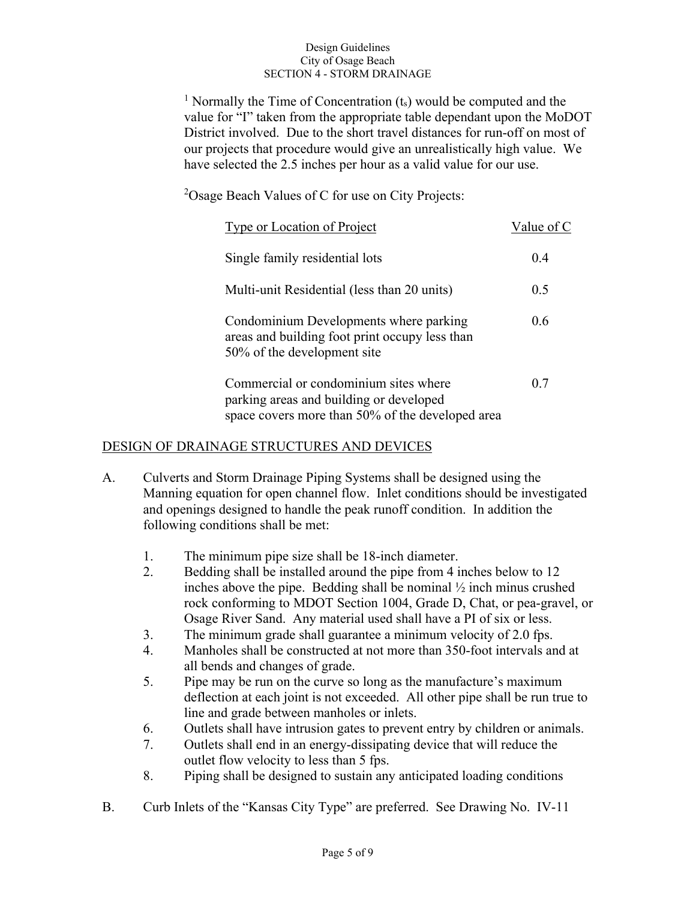[1] Normally the Time of Concentration ($t_s$) would be computed and the value for "I" taken from the appropriate table dependant upon the MoDOT District involved. Due to the short travel distances for run-off on most of our projects that procedure would give an unrealistically high value. We have selected the 2.5 inches per hour as a valid value for our use.

[2] Osage Beach Values of C for use on City Projects:

| Type or Location of Project | Value of C |
|---|---|
| Single family residential lots | 0.4 |
| Multi-unit Residential (less than 20 units) | 0.5 |
| Condominium Developments where parking areas and building foot print occupy less than 50% of the development site | 0.6 |
| Commercial or condominium sites where parking areas and building or developed space covers more than 50% of the developed area | 0.7 |

## DESIGN OF DRAINAGE STRUCTURES AND DEVICES

A. Culverts and Storm Drainage Piping Systems shall be designed using the Manning equation for open channel flow. Inlet conditions should be investigated and openings designed to handle the peak runoff condition. In addition the following conditions shall be met:

1. The minimum pipe size shall be 18-inch diameter.
2. Bedding shall be installed around the pipe from 4 inches below to 12 inches above the pipe. Bedding shall be nominal ½ inch minus crushed rock conforming to MDOT Section 1004, Grade D, Chat, or pea-gravel, or Osage River Sand. Any material used shall have a PI of six or less.
3. The minimum grade shall guarantee a minimum velocity of 2.0 fps.
4. Manholes shall be constructed at not more than 350-foot intervals and at all bends and changes of grade.
5. Pipe may be run on the curve so long as the manufacture's maximum deflection at each joint is not exceeded. All other pipe shall be run true to line and grade between manholes or inlets.
6. Outlets shall have intrusion gates to prevent entry by children or animals.
7. Outlets shall end in an energy-dissipating device that will reduce the outlet flow velocity to less than 5 fps.
8. Piping shall be designed to sustain any anticipated loading conditions

B. Curb Inlets of the "Kansas City Type" are preferred. See Drawing No. IV-11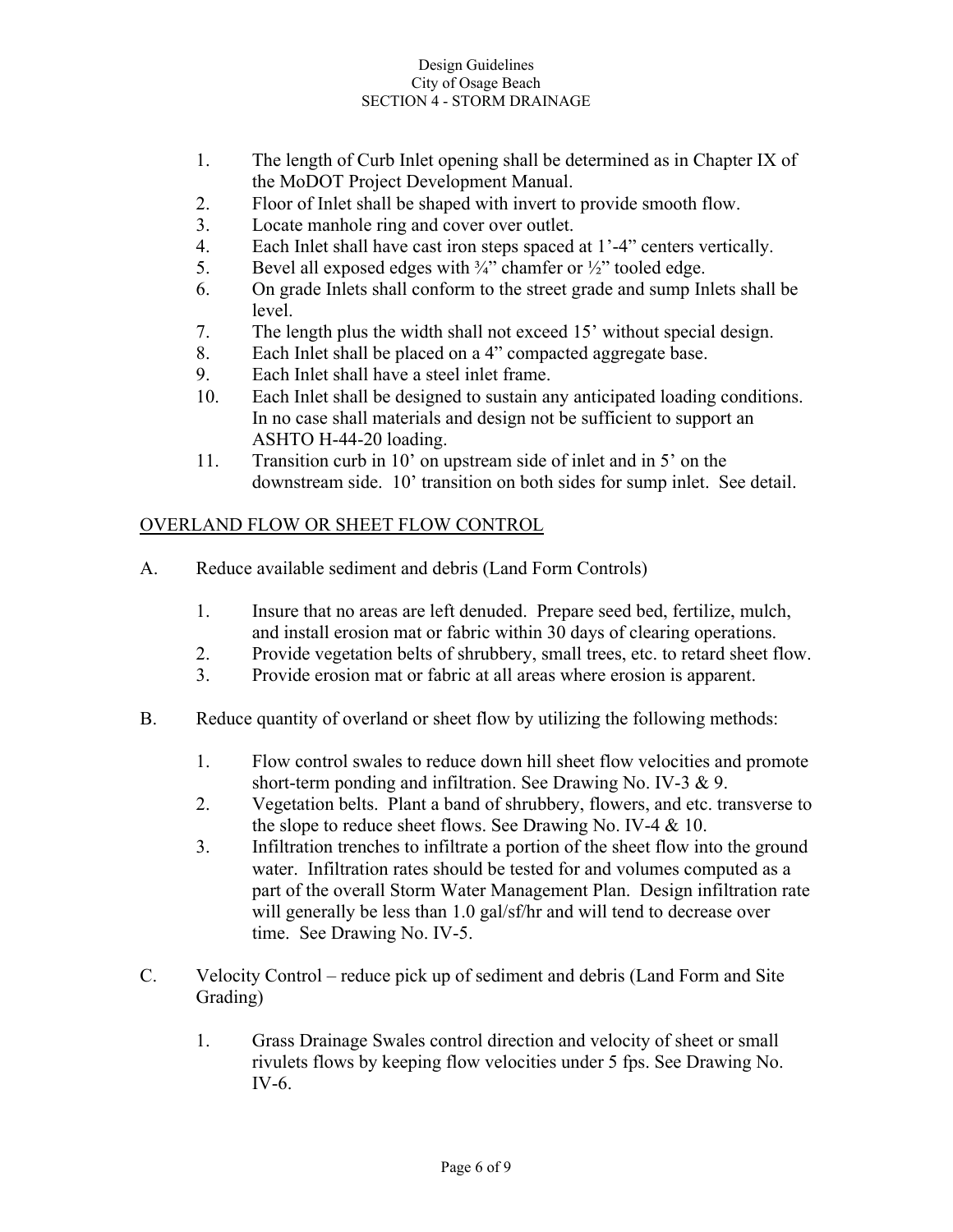1. The length of Curb Inlet opening shall be determined as in Chapter IX of the MoDOT Project Development Manual.
2. Floor of Inlet shall be shaped with invert to provide smooth flow.
3. Locate manhole ring and cover over outlet.
4. Each Inlet shall have cast iron steps spaced at 1'-4" centers vertically.
5. Bevel all exposed edges with ¾" chamfer or ½" tooled edge.
6. On grade Inlets shall conform to the street grade and sump Inlets shall be level.
7. The length plus the width shall not exceed 15' without special design.
8. Each Inlet shall be placed on a 4" compacted aggregate base.
9. Each Inlet shall have a steel inlet frame.
10. Each Inlet shall be designed to sustain any anticipated loading conditions. In no case shall materials and design not be sufficient to support an ASHTO H-44-20 loading.
11. Transition curb in 10' on upstream side of inlet and in 5' on the downstream side. 10' transition on both sides for sump inlet. See detail.

## OVERLAND FLOW OR SHEET FLOW CONTROL

A. Reduce available sediment and debris (Land Form Controls)

   1. Insure that no areas are left denuded. Prepare seed bed, fertilize, mulch, and install erosion mat or fabric within 30 days of clearing operations.
   2. Provide vegetation belts of shrubbery, small trees, etc. to retard sheet flow.
   3. Provide erosion mat or fabric at all areas where erosion is apparent.

B. Reduce quantity of overland or sheet flow by utilizing the following methods:

   1. Flow control swales to reduce down hill sheet flow velocities and promote short-term ponding and infiltration. See Drawing No. IV-3 & 9.
   2. Vegetation belts. Plant a band of shrubbery, flowers, and etc. transverse to the slope to reduce sheet flows. See Drawing No. IV-4 & 10.
   3. Infiltration trenches to infiltrate a portion of the sheet flow into the ground water. Infiltration rates should be tested for and volumes computed as a part of the overall Storm Water Management Plan. Design infiltration rate will generally be less than 1.0 gal/sf/hr and will tend to decrease over time. See Drawing No. IV-5.

C. Velocity Control – reduce pick up of sediment and debris (Land Form and Site Grading)

   1. Grass Drainage Swales control direction and velocity of sheet or small rivulets flows by keeping flow velocities under 5 fps. See Drawing No. IV-6.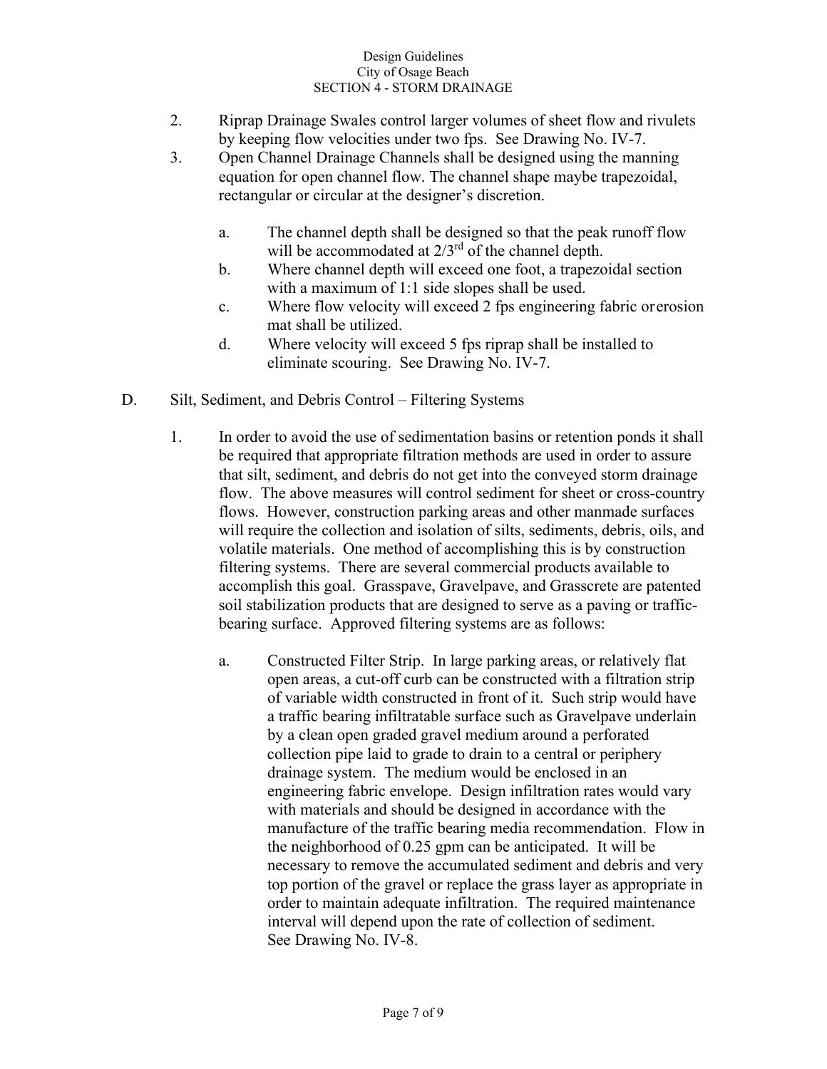2. Riprap Drainage Swales control larger volumes of sheet flow and rivulets by keeping flow velocities under two fps. See Drawing No. IV-7.
3. Open Channel Drainage Channels shall be designed using the manning equation for open channel flow. The channel shape maybe trapezoidal, rectangular or circular at the designer's discretion.

    a. The channel depth shall be designed so that the peak runoff flow will be accommodated at $2/3^{rd}$ of the channel depth.
    b. Where channel depth will exceed one foot, a trapezoidal section with a maximum of 1:1 side slopes shall be used.
    c. Where flow velocity will exceed 2 fps engineering fabric or erosion mat shall be utilized.
    d. Where velocity will exceed 5 fps riprap shall be installed to eliminate scouring. See Drawing No. IV-7.

D. Silt, Sediment, and Debris Control – Filtering Systems

1. In order to avoid the use of sedimentation basins or retention ponds it shall be required that appropriate filtration methods are used in order to assure that silt, sediment, and debris do not get into the conveyed storm drainage flow. The above measures will control sediment for sheet or cross-country flows. However, construction parking areas and other manmade surfaces will require the collection and isolation of silts, sediments, debris, oils, and volatile materials. One method of accomplishing this is by construction filtering systems. There are several commercial products available to accomplish this goal. Grasspave, Gravelpave, and Grasscrete are patented soil stabilization products that are designed to serve as a paving or traffic-bearing surface. Approved filtering systems are as follows:

    a. Constructed Filter Strip. In large parking areas, or relatively flat open areas, a cut-off curb can be constructed with a filtration strip of variable width constructed in front of it. Such strip would have a traffic bearing infiltratable surface such as Gravelpave underlain by a clean open graded gravel medium around a perforated collection pipe laid to grade to drain to a central or periphery drainage system. The medium would be enclosed in an engineering fabric envelope. Design infiltration rates would vary with materials and should be designed in accordance with the manufacture of the traffic bearing media recommendation. Flow in the neighborhood of 0.25 gpm can be anticipated. It will be necessary to remove the accumulated sediment and debris and very top portion of the gravel or replace the grass layer as appropriate in order to maintain adequate infiltration. The required maintenance interval will depend upon the rate of collection of sediment. See Drawing No. IV-8.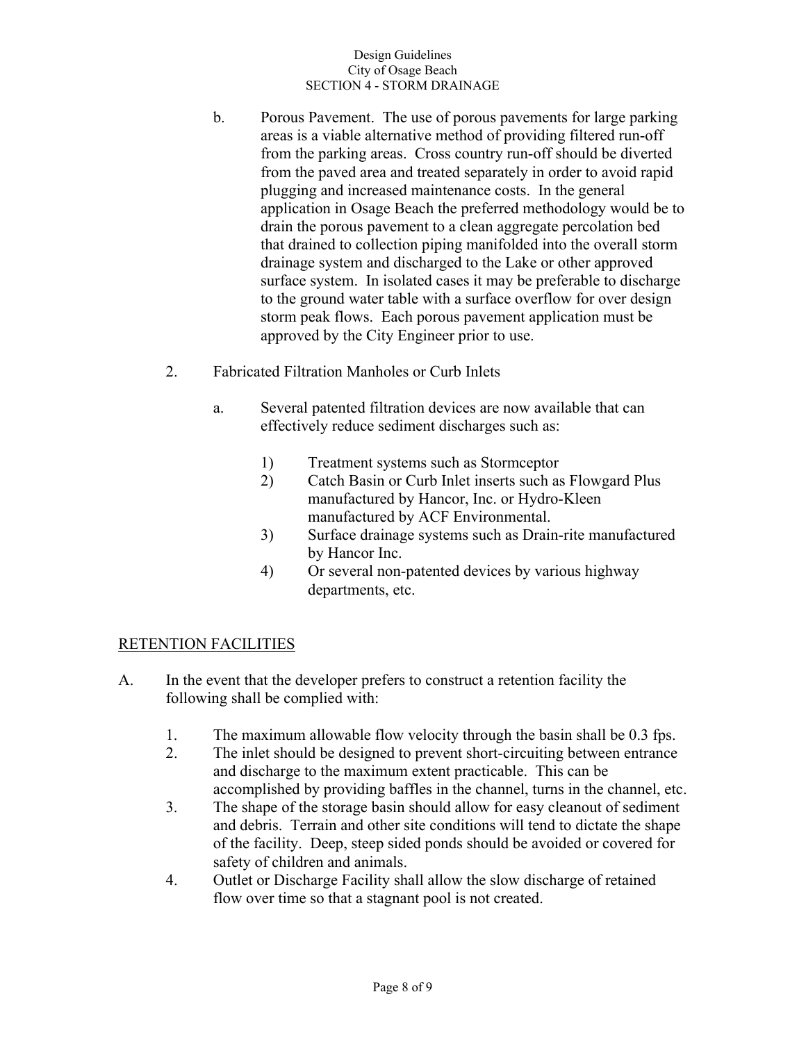b. Porous Pavement. The use of porous pavements for large parking areas is a viable alternative method of providing filtered run-off from the parking areas. Cross country run-off should be diverted from the paved area and treated separately in order to avoid rapid plugging and increased maintenance costs. In the general application in Osage Beach the preferred methodology would be to drain the porous pavement to a clean aggregate percolation bed that drained to collection piping manifolded into the overall storm drainage system and discharged to the Lake or other approved surface system. In isolated cases it may be preferable to discharge to the ground water table with a surface overflow for over design storm peak flows. Each porous pavement application must be approved by the City Engineer prior to use.

2. Fabricated Filtration Manholes or Curb Inlets

   a. Several patented filtration devices are now available that can effectively reduce sediment discharges such as:

      1) Treatment systems such as Stormceptor
      2) Catch Basin or Curb Inlet inserts such as Flowgard Plus manufactured by Hancor, Inc. or Hydro-Kleen manufactured by ACF Environmental.
      3) Surface drainage systems such as Drain-rite manufactured by Hancor Inc.
      4) Or several non-patented devices by various highway departments, etc.

<u>RETENTION FACILITIES</u>

A. In the event that the developer prefers to construct a retention facility the following shall be complied with:

   1. The maximum allowable flow velocity through the basin shall be 0.3 fps.
   2. The inlet should be designed to prevent short-circuiting between entrance and discharge to the maximum extent practicable. This can be accomplished by providing baffles in the channel, turns in the channel, etc.
   3. The shape of the storage basin should allow for easy cleanout of sediment and debris. Terrain and other site conditions will tend to dictate the shape of the facility. Deep, steep sided ponds should be avoided or covered for safety of children and animals.
   4. Outlet or Discharge Facility shall allow the slow discharge of retained flow over time so that a stagnant pool is not created.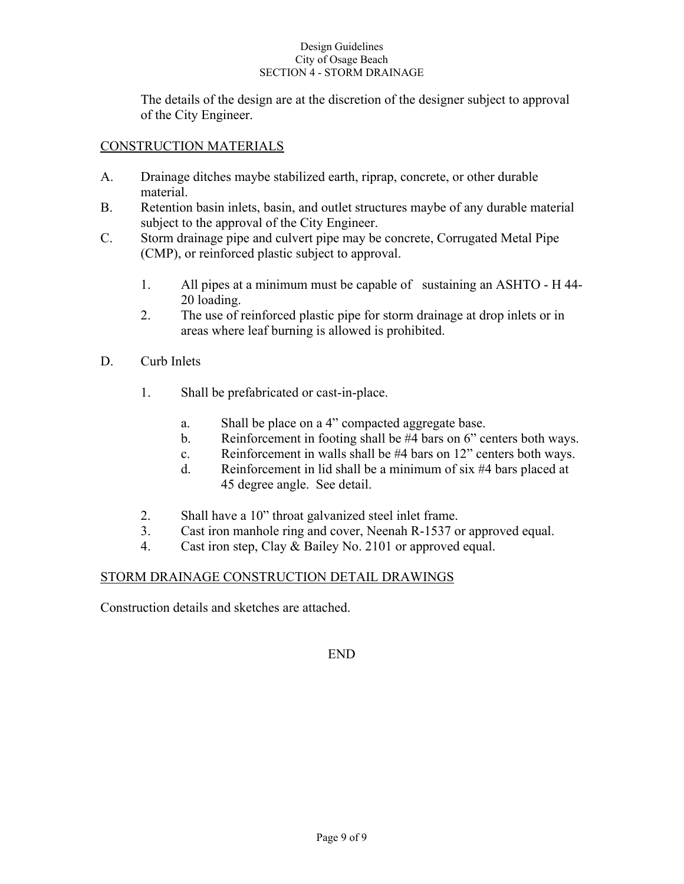The details of the design are at the discretion of the designer subject to approval of the City Engineer.

## CONSTRUCTION MATERIALS

A. Drainage ditches maybe stabilized earth, riprap, concrete, or other durable material.

B. Retention basin inlets, basin, and outlet structures maybe of any durable material subject to the approval of the City Engineer.

C. Storm drainage pipe and culvert pipe may be concrete, Corrugated Metal Pipe (CMP), or reinforced plastic subject to approval.

   1. All pipes at a minimum must be capable of sustaining an ASHTO - H 44-20 loading.
   2. The use of reinforced plastic pipe for storm drainage at drop inlets or in areas where leaf burning is allowed is prohibited.

D. Curb Inlets

   1. Shall be prefabricated or cast-in-place.

      a. Shall be place on a 4” compacted aggregate base.
      b. Reinforcement in footing shall be #4 bars on 6” centers both ways.
      c. Reinforcement in walls shall be #4 bars on 12” centers both ways.
      d. Reinforcement in lid shall be a minimum of six #4 bars placed at 45 degree angle. See detail.

   2. Shall have a 10” throat galvanized steel inlet frame.
   3. Cast iron manhole ring and cover, Neenah R-1537 or approved equal.
   4. Cast iron step, Clay & Bailey No. 2101 or approved equal.

## STORM DRAINAGE CONSTRUCTION DETAIL DRAWINGS

Construction details and sketches are attached.

END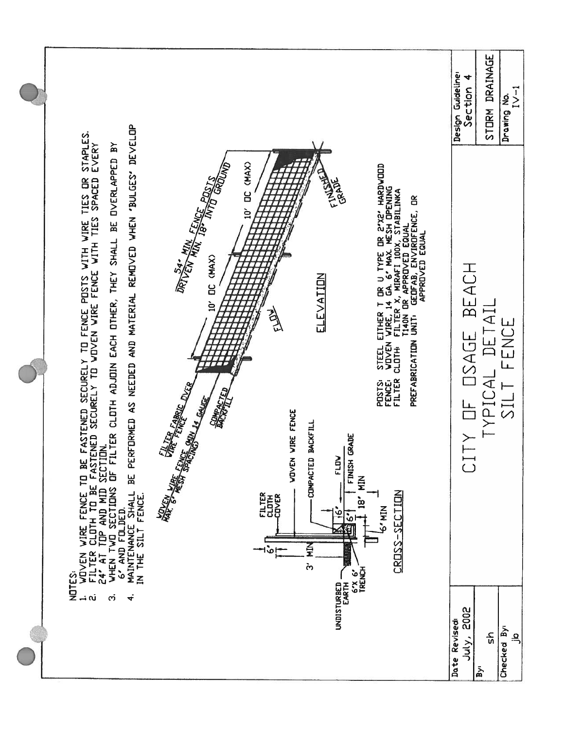NOTES:

1. WOVEN WIRE FENCE TO BE FASTENED SECURELY TO FENCE POSTS WITH WIRE TIES OR STAPLES.
2. FILTER CLOTH TO BE FASTENED SECURELY TO WOVEN WIRE FENCE WITH TIES SPACED EVERY 24" AT TOP AND MID SECTION.
3. WHEN TWO SECTIONS OF FILTER CLOTH ADJOIN EACH OTHER, THEY SHALL BE OVERLAPPED BY 6" AND FOLDED.
4. MAINTENANCE SHALL BE PERFORMED AS NEEDED AND MATERIAL REMOVED WHEN 'BULGES' DEVELOP IN THE SILT FENCE.

FILTER FABRIC OVER WIRE FENCE

WOVEN WIRE FENCE (MIN 14 GAUGE MAX. 6" MESH SPACING)

COMPACTED BACKFILL

54" MIN. FENCE POSTS DRIVEN MIN. 18" INTO GROUND

10' OC (MAX)

10' OC (MAX)

FLOW

FINISHED GRADE

ELEVATION

FILTER CLOTH COVER

WOVEN WIRE FENCE

COMPACTED BACKFILL

6"

3' MIN

6"

6"

FLOW

FINISH GRADE

18" MIN

6" MIN

UNDISTURBED EARTH

6"X 6" TRENCH

CROSS-SECTION

POSTS: STEEL EITHER T OR U TYPE OR 2"X2" HARDWOOD
FENCE: WOVEN WIRE, 14 GA. 6" MAX. MESH OPENING
FILTER CLOTH: FILTER X, MIRAFI 100X, STABILINKA T140N OR APPROVED EQUAL
PREFABRICATION UNIT: GEOFAB, ENVIROFENCE, OR APPROVED EQUAL

# CITY OF OSAGE BEACH

## TYPICAL DETAIL

## SILT FENCE

| Date Revised: July, 2002 | Design Guideline: Section 4 |
| --- | --- |
| By: sh | STORM DRAINAGE |
| Checked By: jb | Drawing No. IV-1 |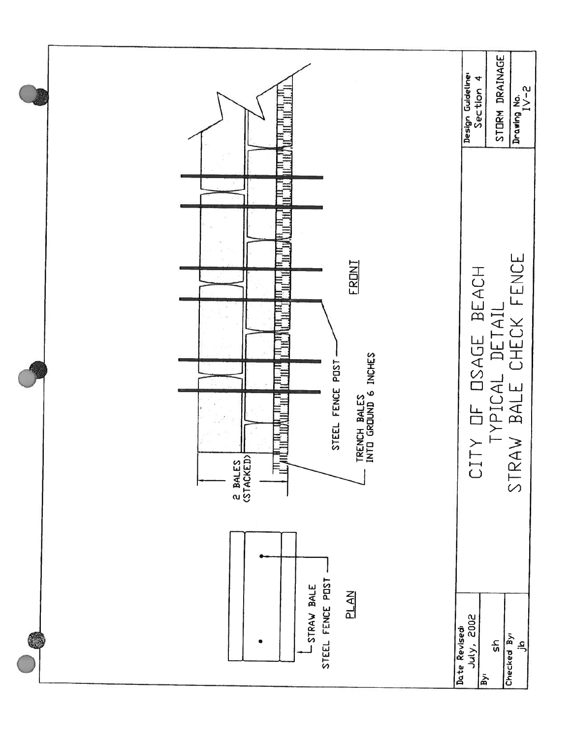# CITY OF OSAGE BEACH

## TYPICAL DETAIL

## STRAW BALE CHECK FENCE

PLAN

STRAW BALE

STEEL FENCE POST

FRONT

2 BALES (STACKED)

STEEL FENCE POST

TRENCH BALES INTO GROUND 6 INCHES

| | |
|---|---|
| Date Revised: July, 2002 | Design Guideline: Section 4 |
| By: sh | STORM DRAINAGE |
| Checked By: jb | Drawing No. IV-2 |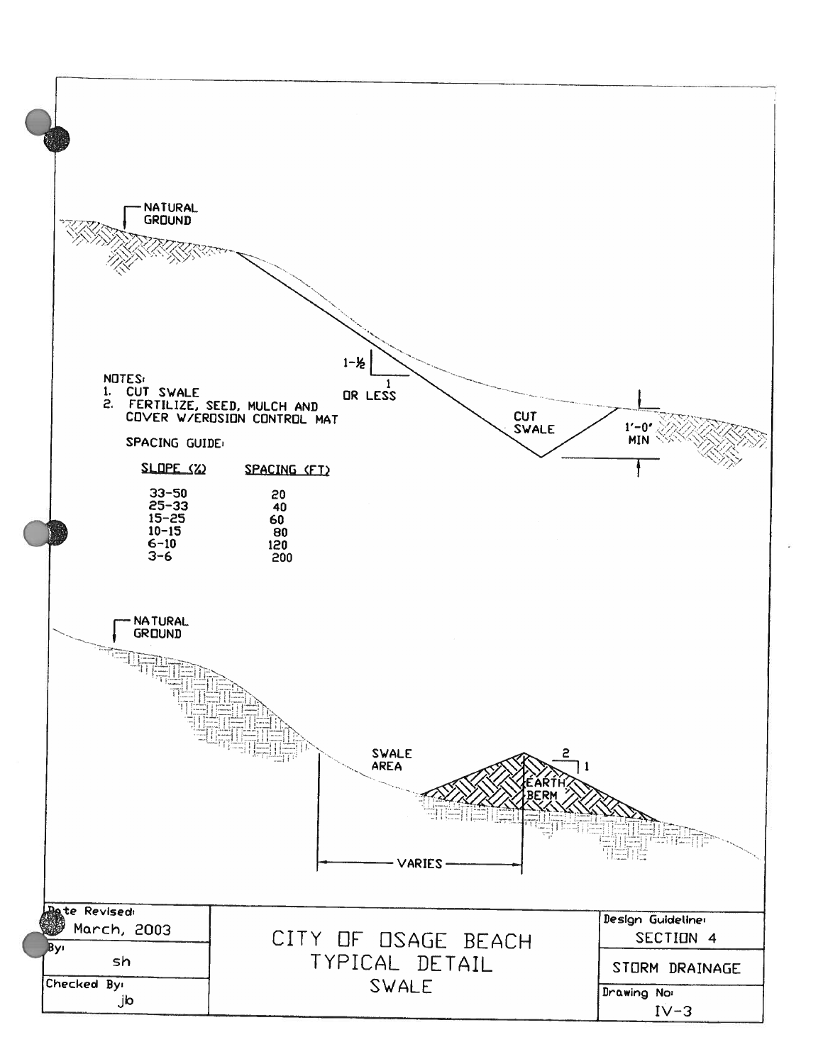NATURAL GROUND

1-½ / 1 OR LESS

CUT SWALE

1'-0" MIN

NOTES:
1. CUT SWALE
2. FERTILIZE, SEED, MULCH AND COVER W/EROSION CONTROL MAT

SPACING GUIDE:

| SLOPE (%) | SPACING (FT) |
|---|---|
| 33-50 | 20 |
| 25-33 | 40 |
| 15-25 | 60 |
| 10-15 | 80 |
| 6-10 | 120 |
| 3-6 | 200 |

NATURAL GROUND

SWALE AREA

2 / 1

EARTH BERM

VARIES

| Date Revised: March, 2003 | CITY OF OSAGE BEACH TYPICAL DETAIL SWALE | Design Guideline: SECTION 4 |
|---|---|---|
| By: sh | | STORM DRAINAGE |
| Checked By: jb | | Drawing No: IV-3 |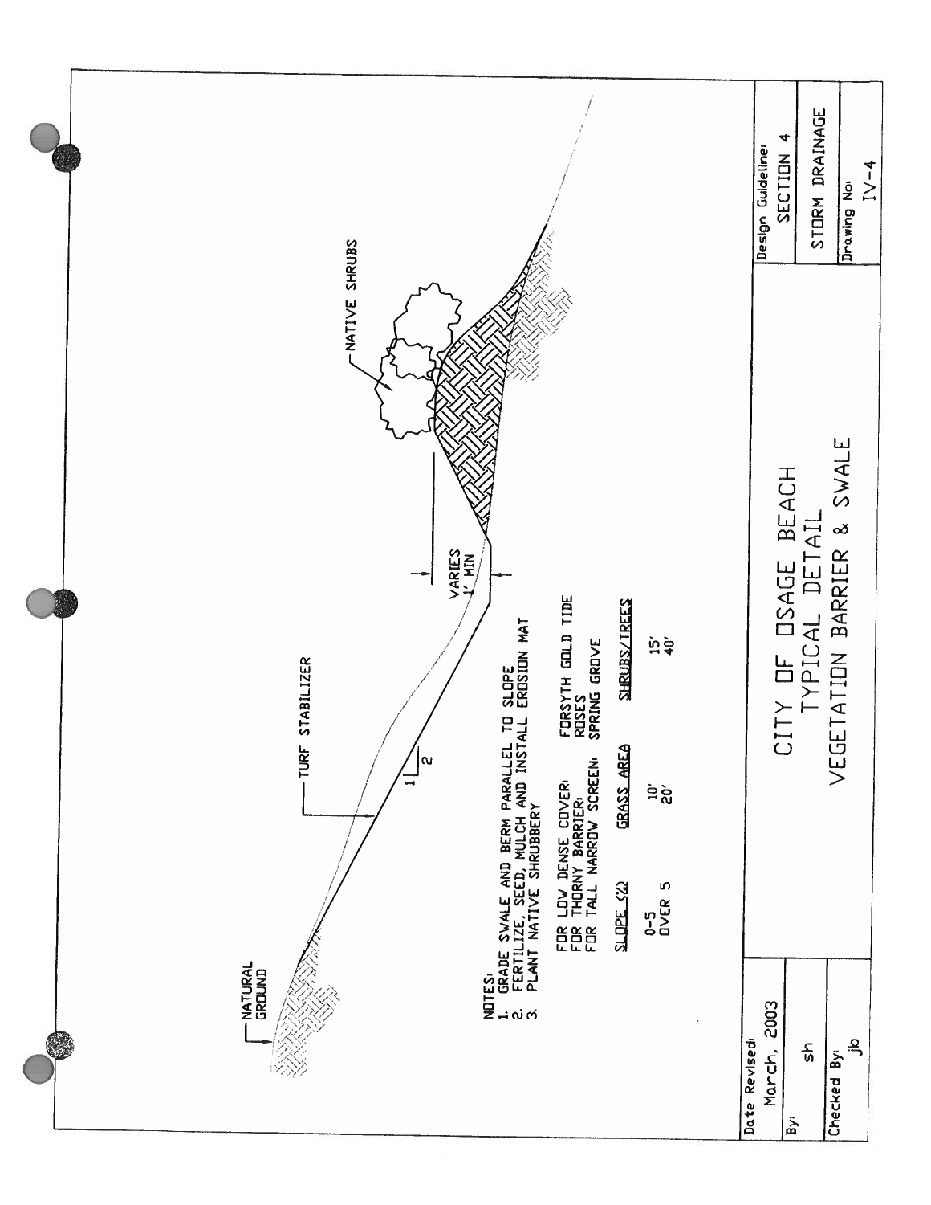NATURAL GROUND

TURF STABILIZER

1
2

VARIES
1' MIN

NATIVE SHRUBS

NOTES:
1. GRADE SWALE AND BERM PARALLEL TO SLOPE
2. FERTILIZE, SEED, MULCH AND INSTALL EROSION MAT
3. PLANT NATIVE SHRUBBERY

FOR LOW DENSE COVER: FORSYTH GOLD TIDE
FOR THORNY BARRIER: ROSES
FOR TALL NARROW SCREEN: SPRING GROVE

| SLOPE (%) | GRASS AREA | SHRUBS/TREES |
|---|---|---|
| 0-5 | 10' | 15' |
| OVER 5 | 20' | 40' |

# CITY OF OSAGE BEACH

## TYPICAL DETAIL

## VEGETATION BARRIER & SWALE

| Date Revised: March, 2003 | Design Guideline: SECTION 4 |
|---|---|
| By: sh | STORM DRAINAGE |
| Checked By: jb | Drawing No: IV-4 |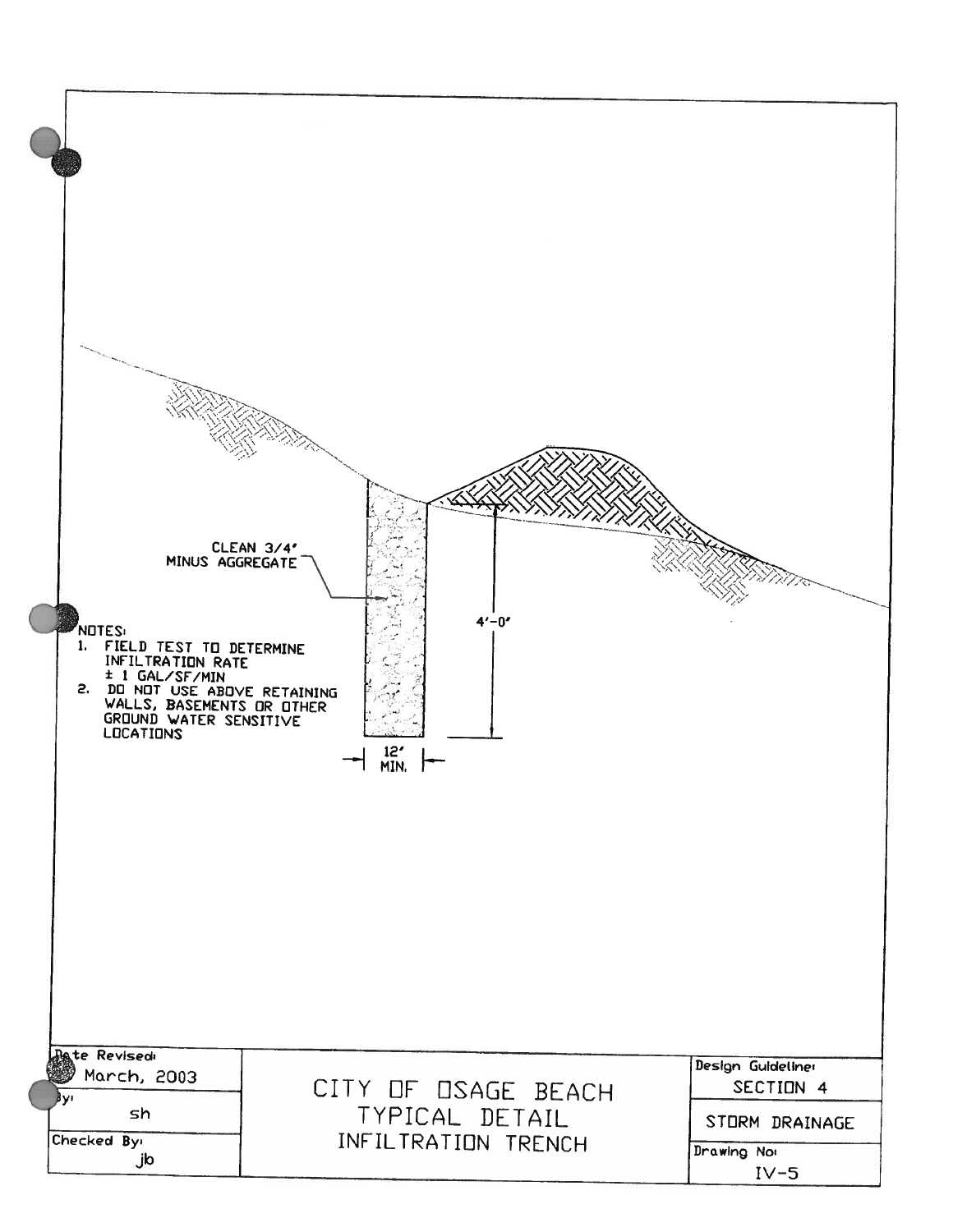CLEAN 3/4" MINUS AGGREGATE

4'-0"

12" MIN.

NOTES:

1. FIELD TEST TO DETERMINE INFILTRATION RATE ± 1 GAL/SF/MIN
2. DO NOT USE ABOVE RETAINING WALLS, BASEMENTS OR OTHER GROUND WATER SENSITIVE LOCATIONS

| Date Revised: March, 2003 | CITY OF OSAGE BEACH TYPICAL DETAIL INFILTRATION TRENCH | Design Guideline: SECTION 4 |
|---|---|---|
| By: sh | | STORM DRAINAGE |
| Checked By: jb | | Drawing No: IV-5 |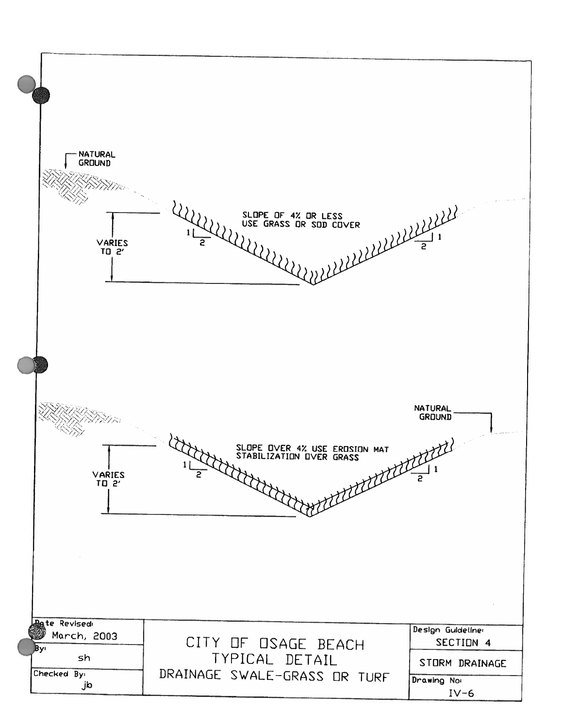NATURAL GROUND

SLOPE OF 4% OR LESS
USE GRASS OR SOD COVER

VARIES TO 2'

1
2

2
1

NATURAL GROUND

SLOPE OVER 4% USE EROSION MAT
STABILIZATION OVER GRASS

VARIES TO 2'

1
2

2
1

| Date Revised: March, 2003 | CITY OF OSAGE BEACH<br>TYPICAL DETAIL<br>DRAINAGE SWALE-GRASS OR TURF | Design Guideline: SECTION 4 |
| --- | --- | --- |
| By: sh | | STORM DRAINAGE |
| Checked By: jb | | Drawing No: IV-6 |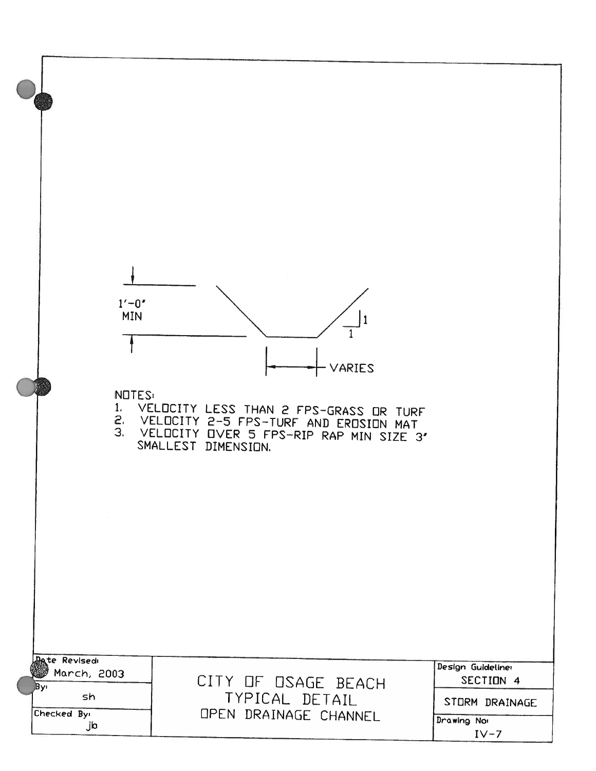1'-0"
MIN

1
1

VARIES

NOTES:

1. VELOCITY LESS THAN 2 FPS-GRASS OR TURF
2. VELOCITY 2-5 FPS-TURF AND EROSION MAT
3. VELOCITY OVER 5 FPS-RIP RAP MIN SIZE 3" SMALLEST DIMENSION.

| Date Revised: March, 2003 | CITY OF OSAGE BEACH TYPICAL DETAIL OPEN DRAINAGE CHANNEL | Design Guideline: SECTION 4 |
| --- | --- | --- |
| By: sh | | STORM DRAINAGE |
| Checked By: jb | | Drawing No: IV-7 |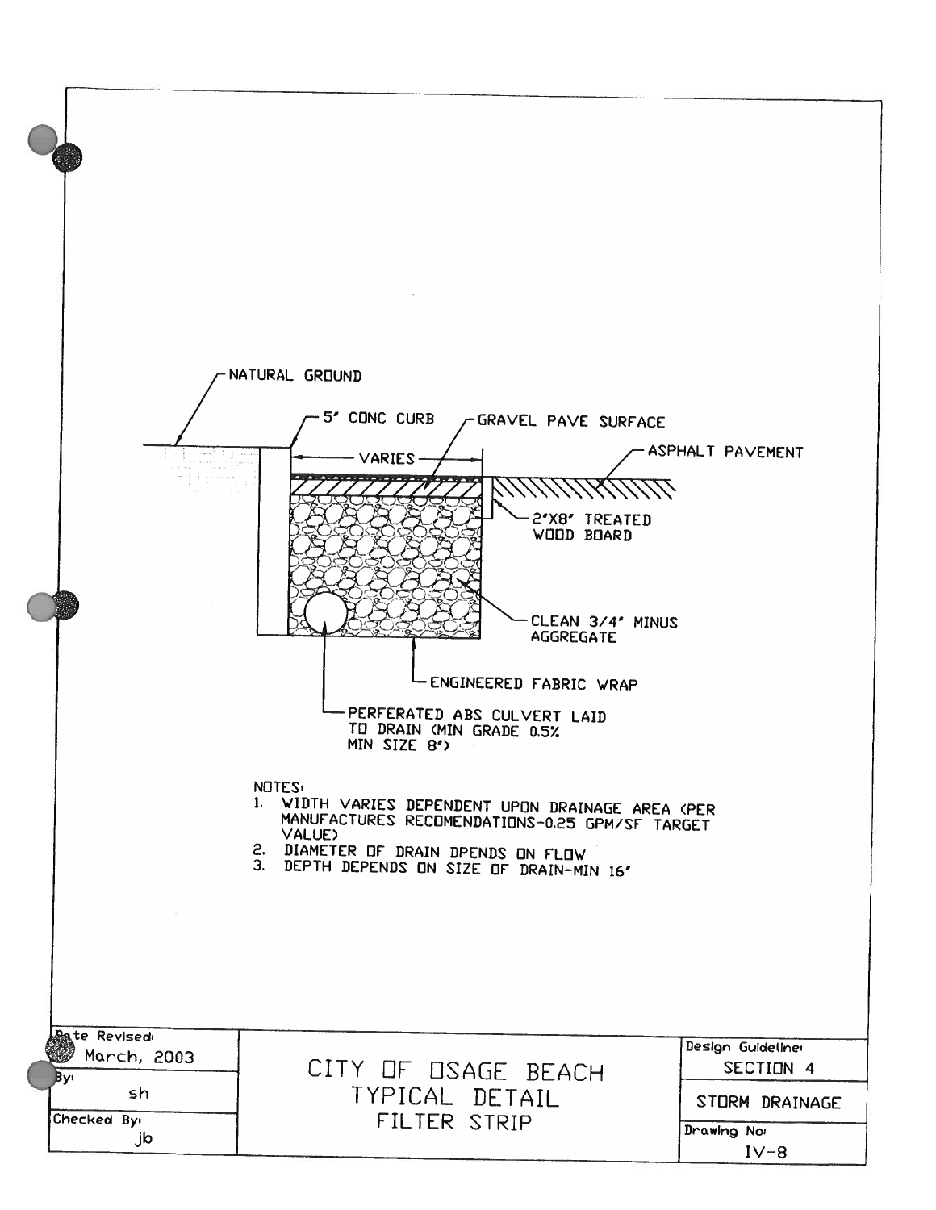NATURAL GROUND

5" CONC CURB

GRAVEL PAVE SURFACE

VARIES

ASPHALT PAVEMENT

2"X8" TREATED WOOD BOARD

CLEAN 3/4" MINUS AGGREGATE

ENGINEERED FABRIC WRAP

PERFERATED ABS CULVERT LAID TO DRAIN (MIN GRADE 0.5% MIN SIZE 8")

NOTES:

1. WIDTH VARIES DEPENDENT UPON DRAINAGE AREA (PER MANUFACTURES RECOMENDATIONS-0.25 GPM/SF TARGET VALUE)
2. DIAMETER OF DRAIN DPENDS ON FLOW
3. DEPTH DEPENDS ON SIZE OF DRAIN-MIN 16"

| Date Revised: March, 2003 | CITY OF OSAGE BEACH TYPICAL DETAIL FILTER STRIP | Design Guideline: SECTION 4 |
| --- | --- | --- |
| By: sh | | STORM DRAINAGE |
| Checked By: jb | | Drawing No: IV-8 |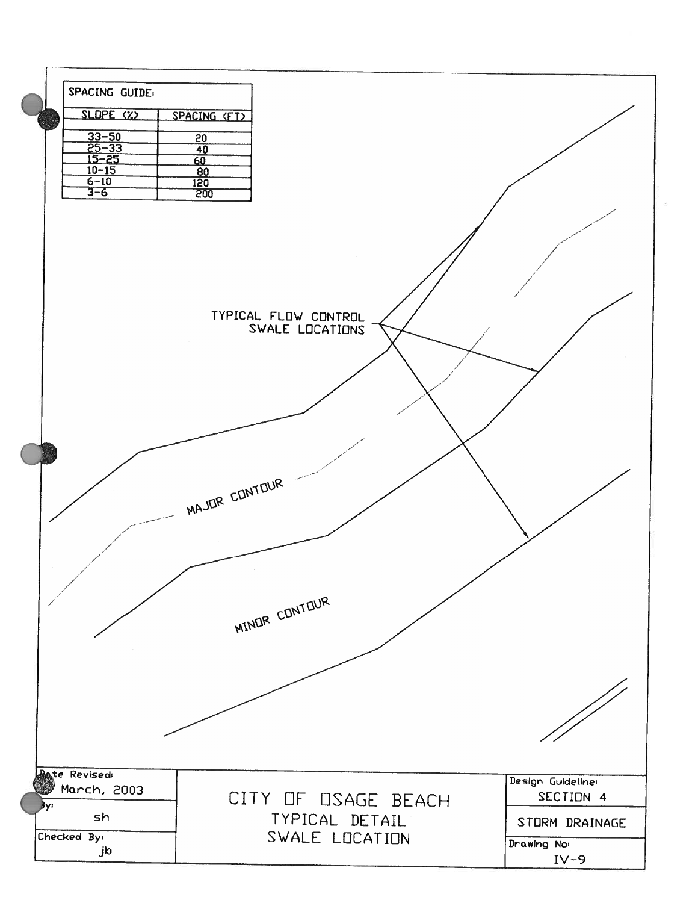SPACING GUIDE:

| SLOPE (%) | SPACING (FT) |
|---|---|
| 33-50 | 20 |
| 25-33 | 40 |
| 15-25 | 60 |
| 10-15 | 80 |
| 6-10 | 120 |
| 3-6 | 200 |

TYPICAL FLOW CONTROL SWALE LOCATIONS

MAJOR CONTOUR

MINOR CONTOUR

| Date Revised: March, 2003 | CITY OF OSAGE BEACH | Design Guideline: SECTION 4 |
|---|---|---|
| By: sh | TYPICAL DETAIL SWALE LOCATION | STORM DRAINAGE |
| Checked By: jb | | Drawing No: IV-9 |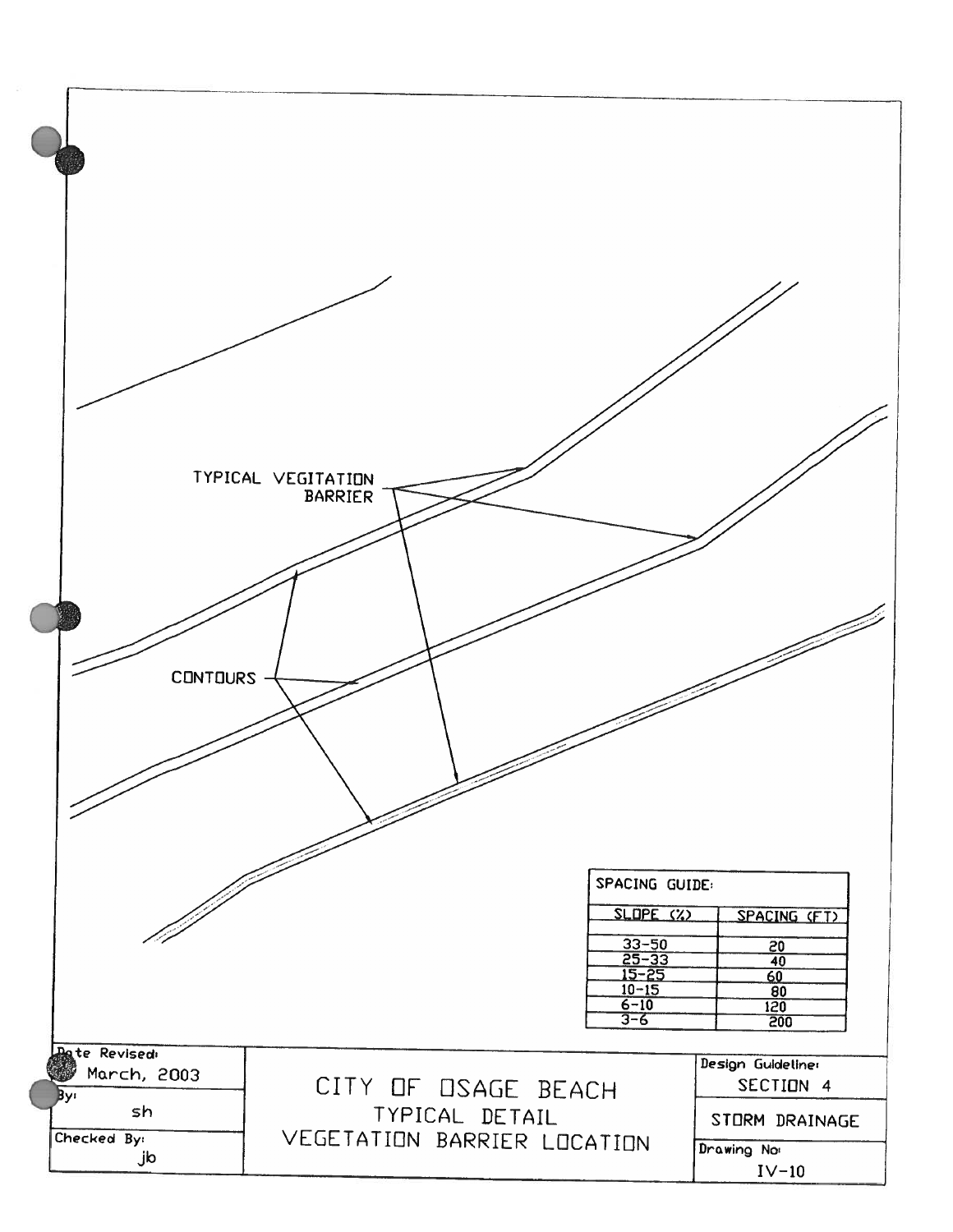TYPICAL VEGITATION BARRIER

CONTOURS

SPACING GUIDE:

| SLOPE (%) | SPACING (FT) |
|---|---|
| 33-50 | 20 |
| 25-33 | 40 |
| 15-25 | 60 |
| 10-15 | 80 |
| 6-10 | 120 |
| 3-6 | 200 |

| Date Revised: March, 2003 | CITY OF OSAGE BEACH | Design Guideline: SECTION 4 |
|---|---|---|
| By: sh | TYPICAL DETAIL | STORM DRAINAGE |
| Checked By: jb | VEGETATION BARRIER LOCATION | Drawing No: IV-10 |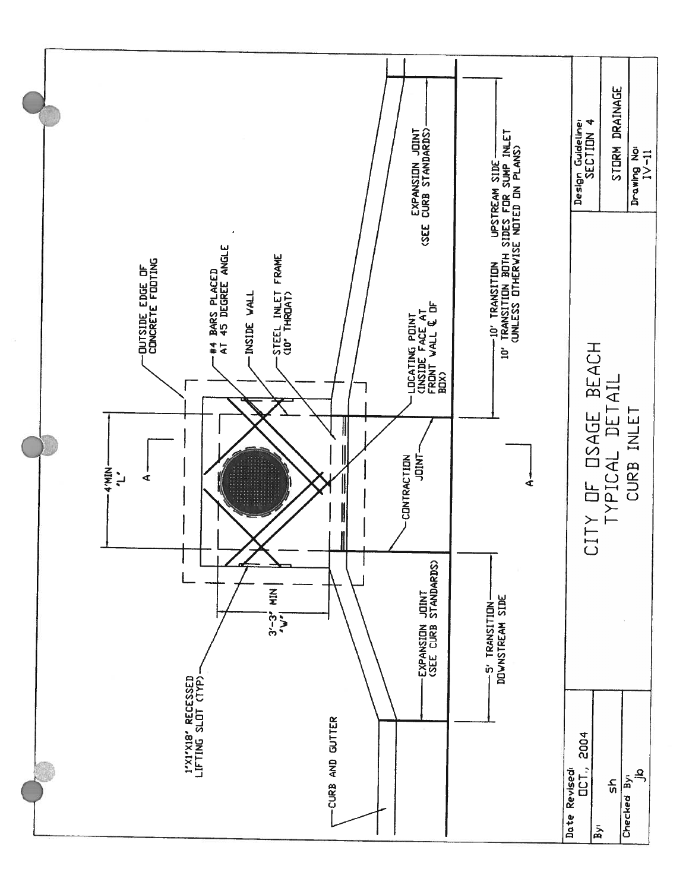# CITY OF OSAGE BEACH

## TYPICAL DETAIL

## CURB INLET

- OUTSIDE EDGE OF CONCRETE FOOTING
- #4 BARS PLACED AT 45 DEGREE ANGLE
- INSIDE WALL
- STEEL INLET FRAME (10' THROAT)
- LOCATING POINT (INSIDE FACE AT FRONT WALL ℄ OF BOX)
- CONTRACTION JOINT
- EXPANSION JOINT (SEE CURB STANDARDS)
- 10' TRANSITION UPSTREAM SIDE
- 10' TRANSITION BOTH SIDES FOR SUMP INLET (UNLESS OTHERWISE NOTED ON PLANS)
- 4'MIN 'L'
- 3'-3" MIN 'W'
- A
- A
- 1'X1'X18' RECESSED LIFTING SLOT (TYP)
- CURB AND GUTTER
- EXPANSION JOINT (SEE CURB STANDARDS)
- 5' TRANSITION DOWNSTREAM SIDE

| Date Revised: OCT., 2004 | Design Guideline: SECTION 4 |
|---|---|
| By: sh | STORM DRAINAGE |
| Checked By: jb | Drawing No: IV-11 |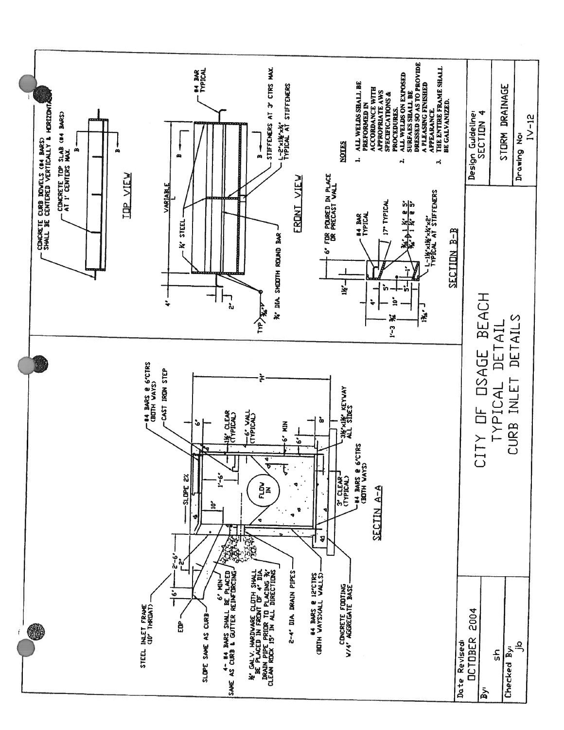# CITY OF OSAGE BEACH

## TYPICAL DETAIL

## CURB INLET DETAILS

### SECTIN A-A

- STEEL INLET FRAME (10" THROAT)
- EOP
- SLOPE SAME AS CURB
- 4 - #4 BARS SHALL BE PLACED SAME AS CURB & GUTTER REINFORCING
- 6" MIN
- ½" GALV. HARDWARE CLOTH SHALL BE PLACED IN FRONT OF 4" DIA. DRAIN PIPE PRIOR TO PLACING ¾" CLEAN ROCK 15" IN ALL DIRECTIONS
- 2-4" DIA. DRAIN PIPES
- #4 BARS @ 12" CTRS (BOTH WAYS)(ALL WALLS)
- CONCRETE FOOTING W/4" AGGREGATE BASE
- 6" | 2'-6" | 2"
- SLOPE 2%
- 10"
- 1'-6"
- FLOW IN
- #4 BARS @ 6" CTRS (BOTH WAYS)
- CAST IRON STEP
- 6"
- 1½" CLEAR (TYPICAL)
- 6" WALL (TYPICAL)
- 6" MIN
- 6"
- 8"
- 3½"x1½" KEYWAY ALL SIDES
- 3" CLEAR (TYPICAL)
- #4 BARS @ 6" CTRS (BOTH WAYS)
- "H"

### TOP VIEW

- CONCRETE CURB DOWELS (#4 BARS) SHALL BE CENTERED VERTICALLY & HORIZONTALLY
- CONCRETE TOP SLAB (#4 BARS) AT 1' CENTERS MAX.
- B

### FRONT VIEW

- VARIABLE L
- ⅜" STEEL
- 4"
- 2"
- TYP ⅜"
- ¾" DIA. SMOOTH ROUND BAR
- #4 BAR TYPICAL
- STIFFENERS AT 3' CTRS MAX.
- L-2"x1½"x¼" TYPICAL AT STIFFENERS
- B

### SECTION B-B

- 6" FOR POURED IN PLACE OR PRECAST WALL
- 1½"
- 4"
- 10"
- 1'-3 ⅜"
- 1⅜"
- 5"
- 5"
- 1"
- #4 BAR TYPICAL
- 17° TYPICAL
- ⅜" 1 ½" @ 5"
- ⅜" 1 ½" @ 5"
- L-1½"x1½"x¼"x2" TYPICAL AT STIFFENERS

### NOTES

1. ALL WELDS SHALL BE PREFORMED IN ACCORDANCE WITH APPROPRIATE AWS SPECIFICATIONS & PROCEDURES.
2. ALL WELDS ON EXPOSED SURFACES SHALL BE DRESSED SO AS TO PROVIDE A PLEASING FINISHED APPEARANCE.
3. THE ENTIRE FRAME SHALL BE GALVANIZED.

| Date Revised: | Design Guideline: |
|---|---|
| OCTOBER 2004 | SECTION 4 |
| By: sh | STORM DRAINAGE |
| Checked By: jb | Drawing No: IV-12 |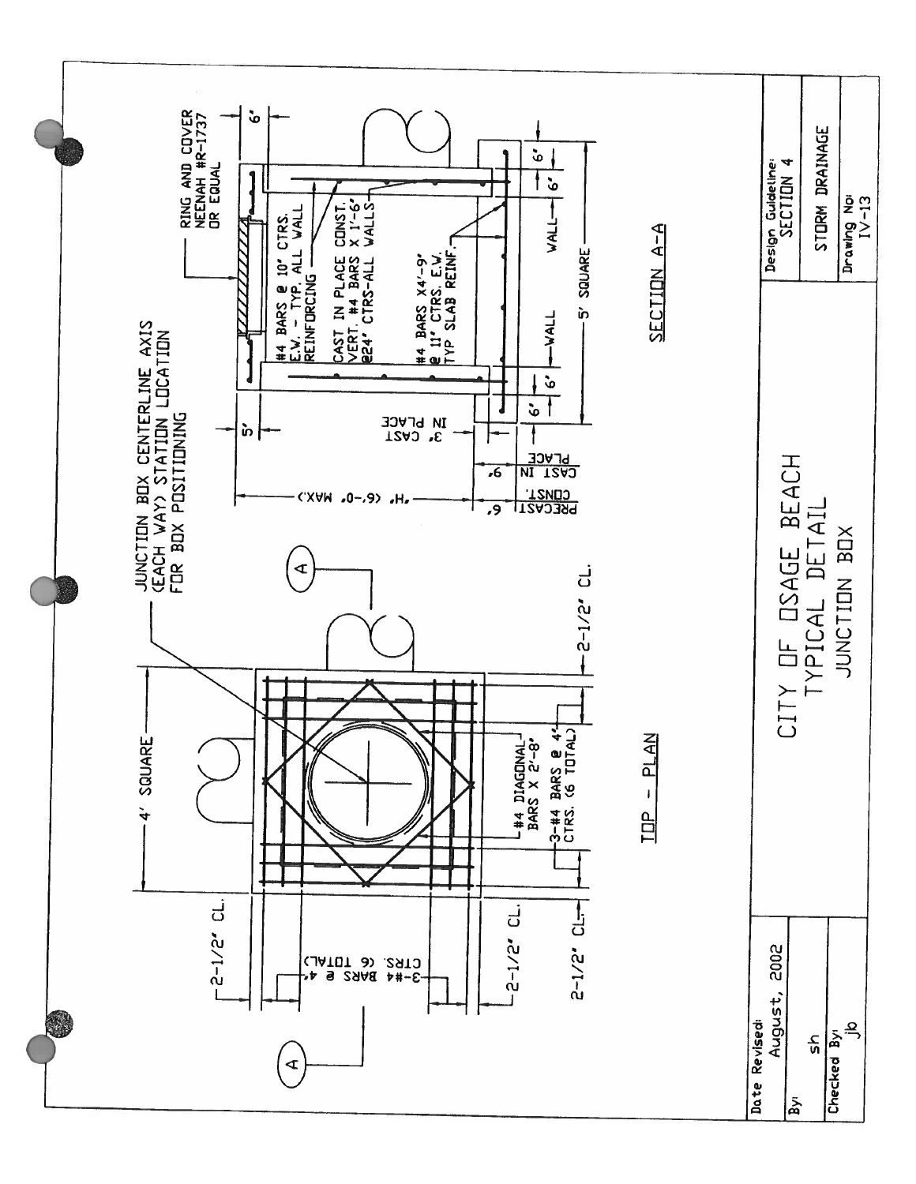# CITY OF OSAGE BEACH
## TYPICAL DETAIL
## JUNCTION BOX

### TOP - PLAN

JUNCTION BOX CENTERLINE AXIS (EACH WAY) STATION LOCATION FOR BOX POSITIONING

4' SQUARE

2-1/2" CL.

3-#4 BARS @ 4" CTRS. (6 TOTAL)

2-1/2" CL.

2-1/2" CL.

#4 DIAGONAL BARS X 2'-8"

3-#4 BARS @ 4" CTRS. (6 TOTAL)

2-1/2" CL.

### SECTION A-A

RING AND COVER NEENAH #R-1737 OR EQUAL

6"

5"

#4 BARS @ 10" CTRS. E.W. - TYP. ALL WALL REINFORCING

CAST IN PLACE CONST. VERT. #4 BARS X 1'-6" @24" CTRS-ALL WALLS

#4 BARS X4'-9" @ 11" CTRS. E.W. TYP SLAB REINF.

"H" (6'-0" MAX.)

3" CAST IN PLACE

9" CAST IN PLACE

6" PRECAST CONST.

6" | 6" | WALL | WALL | 6" | 6"

5' SQUARE

| Date Revised: August, 2002 | Design Guideline: SECTION 4 |
|---|---|
| By: sh | STORM DRAINAGE |
| Checked By: jb | Drawing No: IV-13 |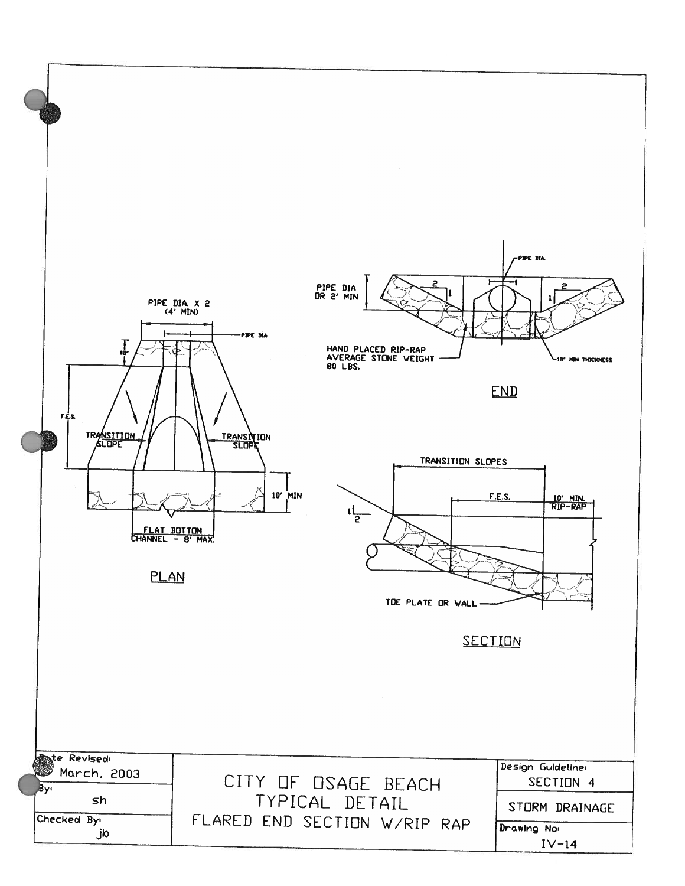PIPE DIA. X 2
(4' MIN)

PIPE DIA

18"

F.E.S.

TRANSITION SLOPE

TRANSITION SLOPE

10' MIN

FLAT BOTTOM CHANNEL - 8' MAX.

PLAN

PIPE DIA

PIPE DIA OR 2' MIN

2

1

1

2

HAND PLACED RIP-RAP AVERAGE STONE WEIGHT 80 LBS.

18" MIN THICKNESS

END

TRANSITION SLOPES

F.E.S.

10' MIN. RIP-RAP

1

2

TOE PLATE OR WALL

SECTION

| Date Revised: March, 2003 | CITY OF OSAGE BEACH TYPICAL DETAIL FLARED END SECTION W/RIP RAP | Design Guideline: SECTION 4 |
| --- | --- | --- |
| By: sh | | STORM DRAINAGE |
| Checked By: jb | | Drawing No: IV-14 |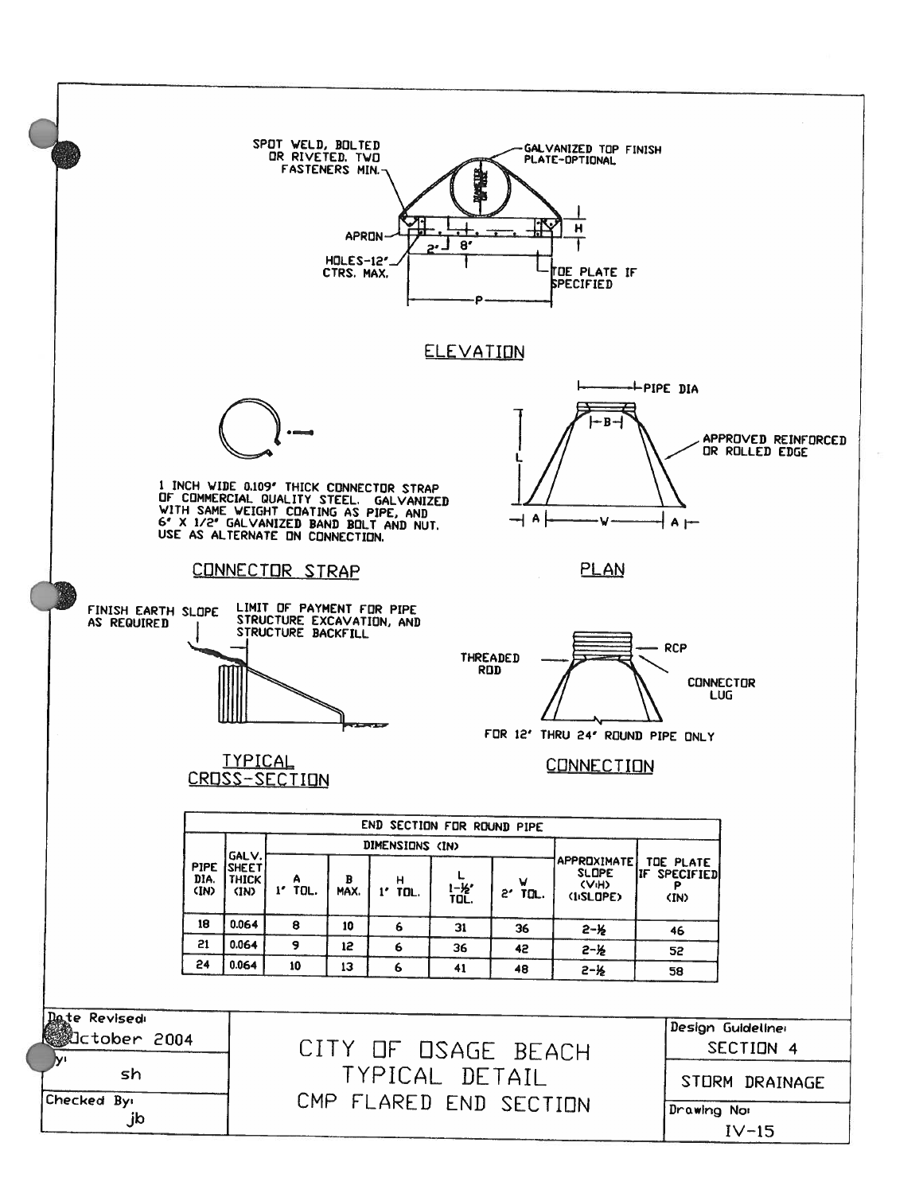SPOT WELD, BOLTED OR RIVETED. TWO FASTENERS MIN.

GALVANIZED TOP FINISH PLATE-OPTIONAL

APRON

HOLES-12" CTRS. MAX.

TOE PLATE IF SPECIFIED

## ELEVATION

PIPE DIA

APPROVED REINFORCED OR ROLLED EDGE

1 INCH WIDE 0.109" THICK CONNECTOR STRAP OF COMMERCIAL QUALITY STEEL. GALVANIZED WITH SAME WEIGHT COATING AS PIPE, AND 6" X 1/2" GALVANIZED BAND BOLT AND NUT. USE AS ALTERNATE ON CONNECTION.

## CONNECTOR STRAP

## PLAN

FINISH EARTH SLOPE AS REQUIRED

LIMIT OF PAYMENT FOR PIPE STRUCTURE EXCAVATION, AND STRUCTURE BACKFILL

THREADED ROD

RCP

CONNECTOR LUG

FOR 12" THRU 24" ROUND PIPE ONLY

## TYPICAL CROSS-SECTION

## CONNECTION

| END SECTION FOR ROUND PIPE | | | | | | | | |
|---|---|---|---|---|---|---|---|---|
| PIPE DIA. (IN) | GALV. SHEET THICK (IN) | DIMENSIONS (IN) | | | | | APPROXIMATE SLOPE (V:H) (1:SLOPE) | TOE PLATE IF SPECIFIED P (IN) |
| | | A 1" TOL. | B MAX. | H 1" TOL. | L 1-½" TOL. | W 2" TOL. | | |
| 18 | 0.064 | 8 | 10 | 6 | 31 | 36 | 2-½ | 46 |
| 21 | 0.064 | 9 | 12 | 6 | 36 | 42 | 2-½ | 52 |
| 24 | 0.064 | 10 | 13 | 6 | 41 | 48 | 2-½ | 58 |

Date Revised: October 2004

By: sh

Checked By: jb

CITY OF OSAGE BEACH
TYPICAL DETAIL
CMP FLARED END SECTION

Design Guideline: SECTION 4

STORM DRAINAGE

Drawing No: IV-15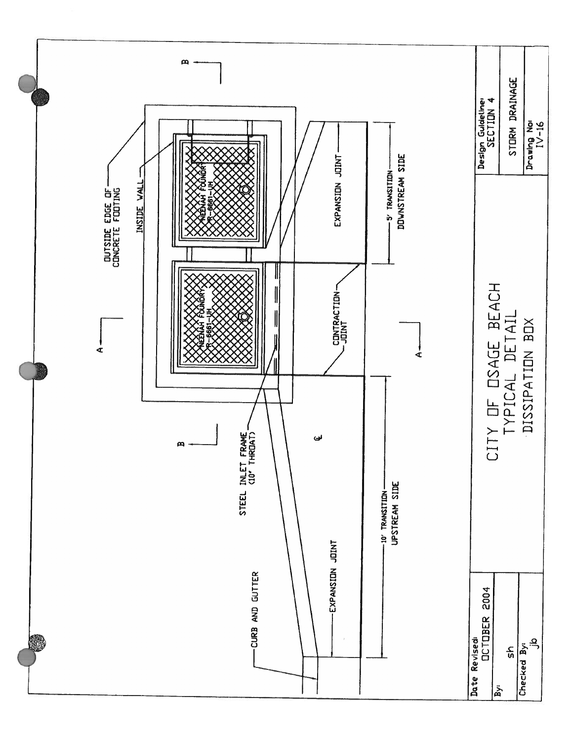# CITY OF OSAGE BEACH

## TYPICAL DETAIL

## DISSIPATION BOX

OUTSIDE EDGE OF CONCRETE FOOTING

INSIDE WALL

NEENAH FOUNDRY R-6661-UH

NEENAH FOUNDRY R-6661-UH

EXPANSION JOINT

5' TRANSITION DOWNSTREAM SIDE

CONTRACTION JOINT

STEEL INLET FRAME (10' THROAT)

CURB AND GUTTER

EXPANSION JOINT

10' TRANSITION UPSTREAM SIDE

A

A

B

B

℄

| Date Revised: OCTOBER 2004 | Design Guideline: SECTION 4 |
|---|---|
| By: sh | STORM DRAINAGE |
| Checked By: jb | Drawing No: IV-16 |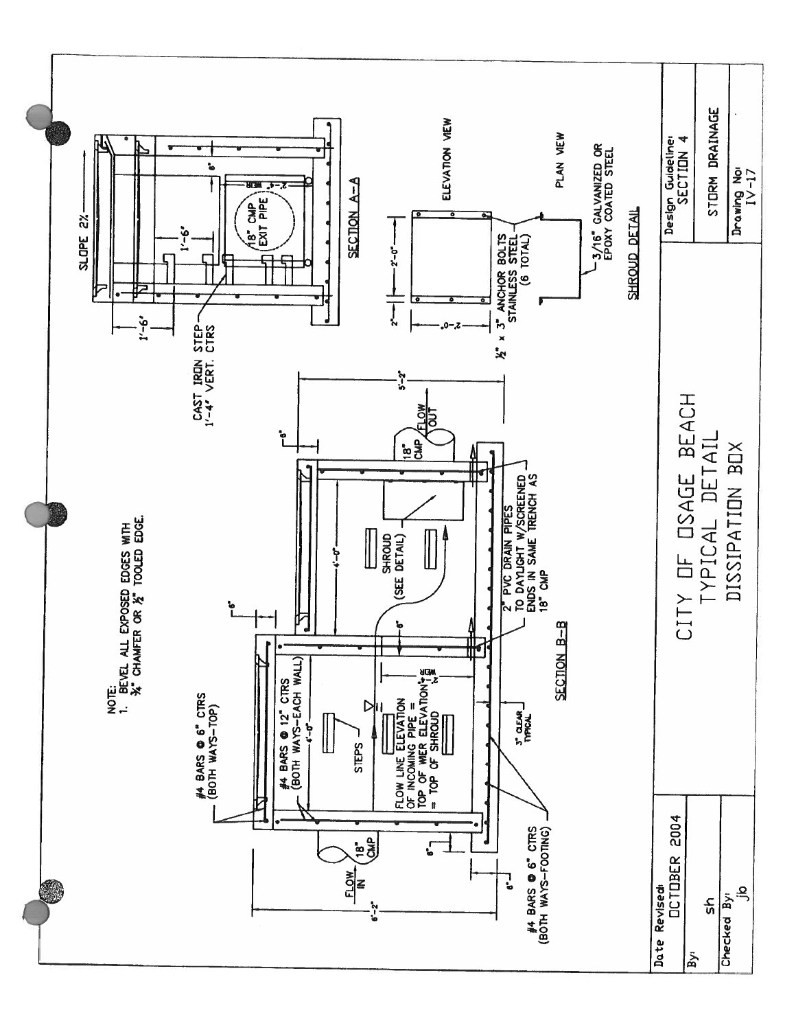NOTE:
1. BEVEL ALL EXPOSED EDGES WITH ¾" CHAMFER OR ½" TOOLED EDGE.

#4 BARS @ 6" CTRS (BOTH WAYS-TOP)

#4 BARS @ 12" CTRS (BOTH WAYS-EACH WALL)

STEPS

FLOW LINE ELEVATION OF INCOMING PIPE = TOP OF WIER ELEVATION = TOP OF SHROUD

SHROUD (SEE DETAIL)

2" PVC DRAIN PIPES TO DAYLIGHT W/SCREENED ENDS IN SAME TRENCH AS 18" CMP

3" CLEAR TYPICAL

#4 BARS @ 6" CTRS (BOTH WAYS-FOOTING)

FLOW IN

18" CMP

FLOW OUT

6'-2"

5'-2"

4'-0"

2'-1" WEIR

6"

**SECTION B-B**

CAST IRON STEP 1'-4" VERT. CTRS

SLOPE 2%

1'-6"

18" CMP EXIT PIPE

2'-4" WEIR

**SECTION A-A**

ELEVATION VIEW

2'-0"

2"

½" x 3" ANCHOR BOLTS STAINLESS STEEL (6 TOTAL)

PLAN VIEW

3/16" GALVANIZED OR EPOXY COATED STEEL

**SHROUD DETAIL**

# CITY OF OSAGE BEACH
## TYPICAL DETAIL
## DISSIPATION BOX

| | |
|---|---|
| Date Revised: OCTOBER 2004 | Design Guideline: SECTION 4 |
| By: sh | STORM DRAINAGE |
| Checked By: jb | Drawing No: IV-17 |